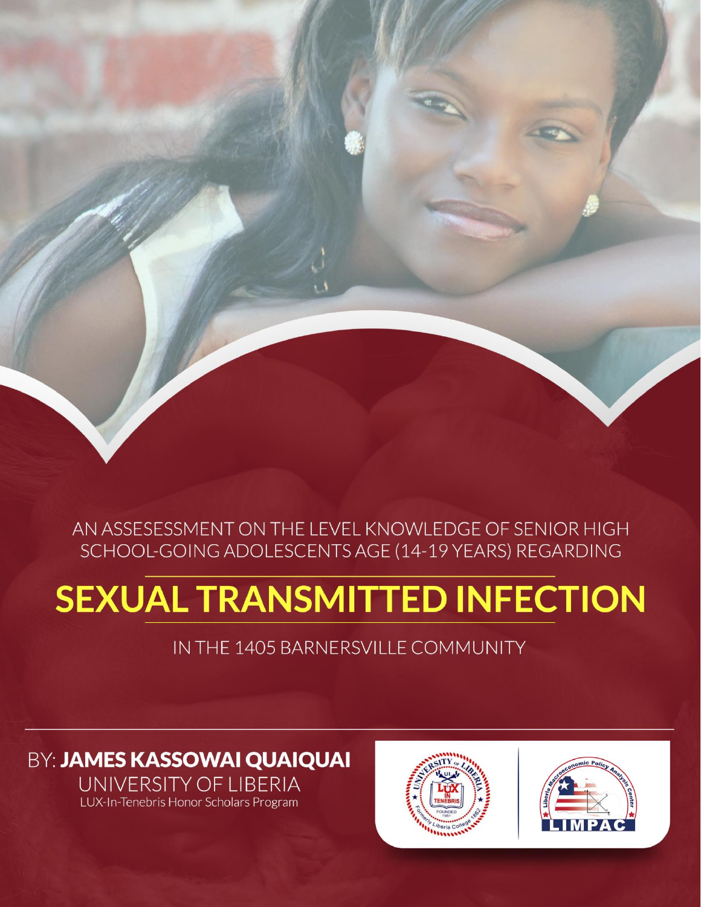AN ASSESESSMENT ON THE LEVEL KNOWLEDGE OF SENIOR HIGH SCHOOL-GOING ADOLESCENTS AGE (14-19 YEARS) REGARDING

# SEXUAL TRANSMITTED INFECTION

IN THE 1405 BARNERSVILLE COMMUNITY

BY: **JAMES KASSOWAI QUAIQUAI**

UNIVERSITY OF LIBERIA

LUX-In-Tenebris Honor Scholars Program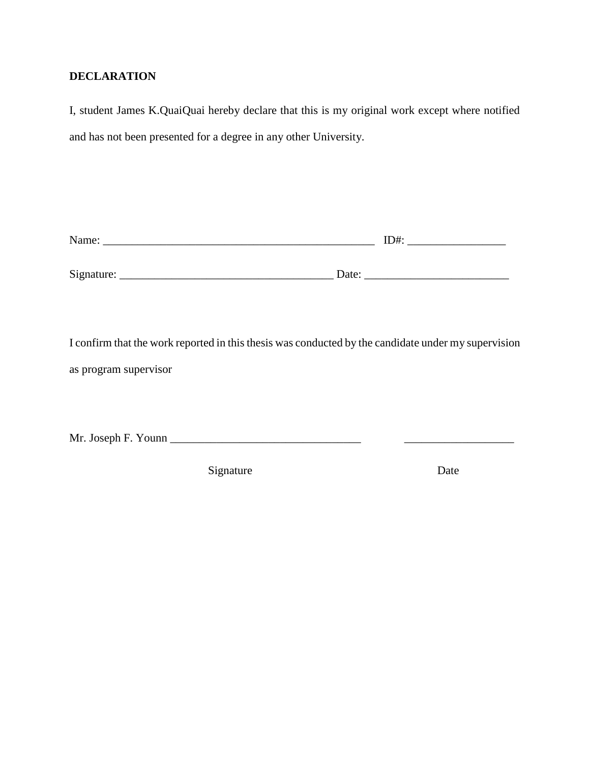**DECLARATION**

I, student James K.QuaiQuai hereby declare that this is my original work except where notified and has not been presented for a degree in any other University.

Name: __________________________________________________ ID#: _________________

Signature: ______________________________________ Date: _________________________

I confirm that the work reported in this thesis was conducted by the candidate under my supervision as program supervisor

Mr. Joseph F. Younn _________________________________ ___________________

Signature Date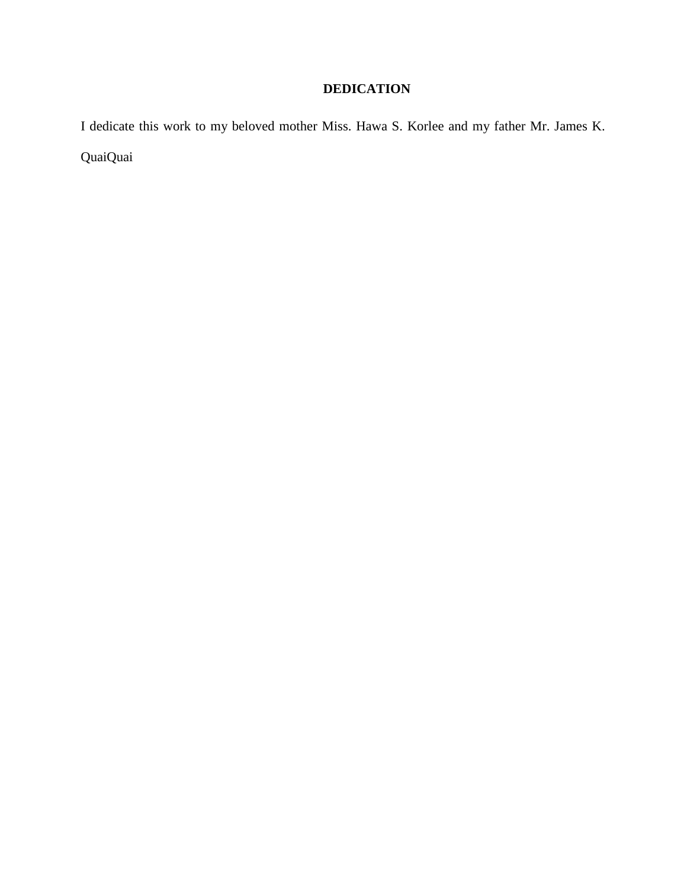# DEDICATION

I dedicate this work to my beloved mother Miss. Hawa S. Korlee and my father Mr. James K. QuaiQuai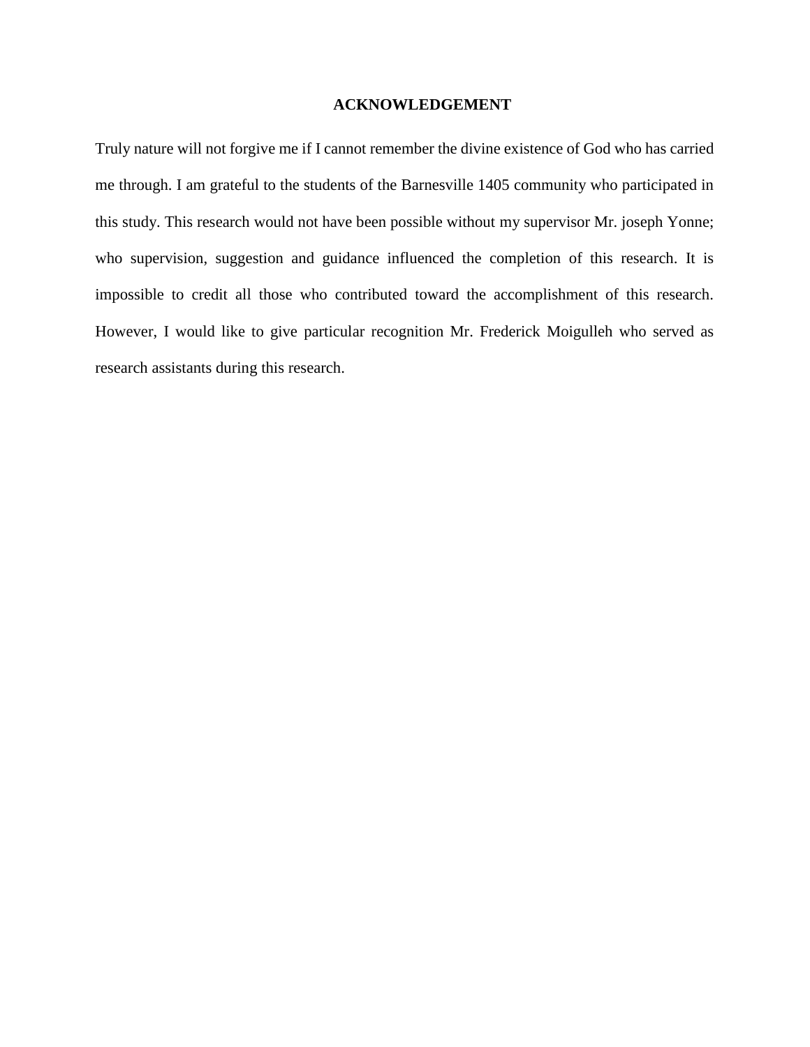# ACKNOWLEDGEMENT

Truly nature will not forgive me if I cannot remember the divine existence of God who has carried me through. I am grateful to the students of the Barnesville 1405 community who participated in this study. This research would not have been possible without my supervisor Mr. joseph Yonne; who supervision, suggestion and guidance influenced the completion of this research. It is impossible to credit all those who contributed toward the accomplishment of this research. However, I would like to give particular recognition Mr. Frederick Moigulleh who served as research assistants during this research.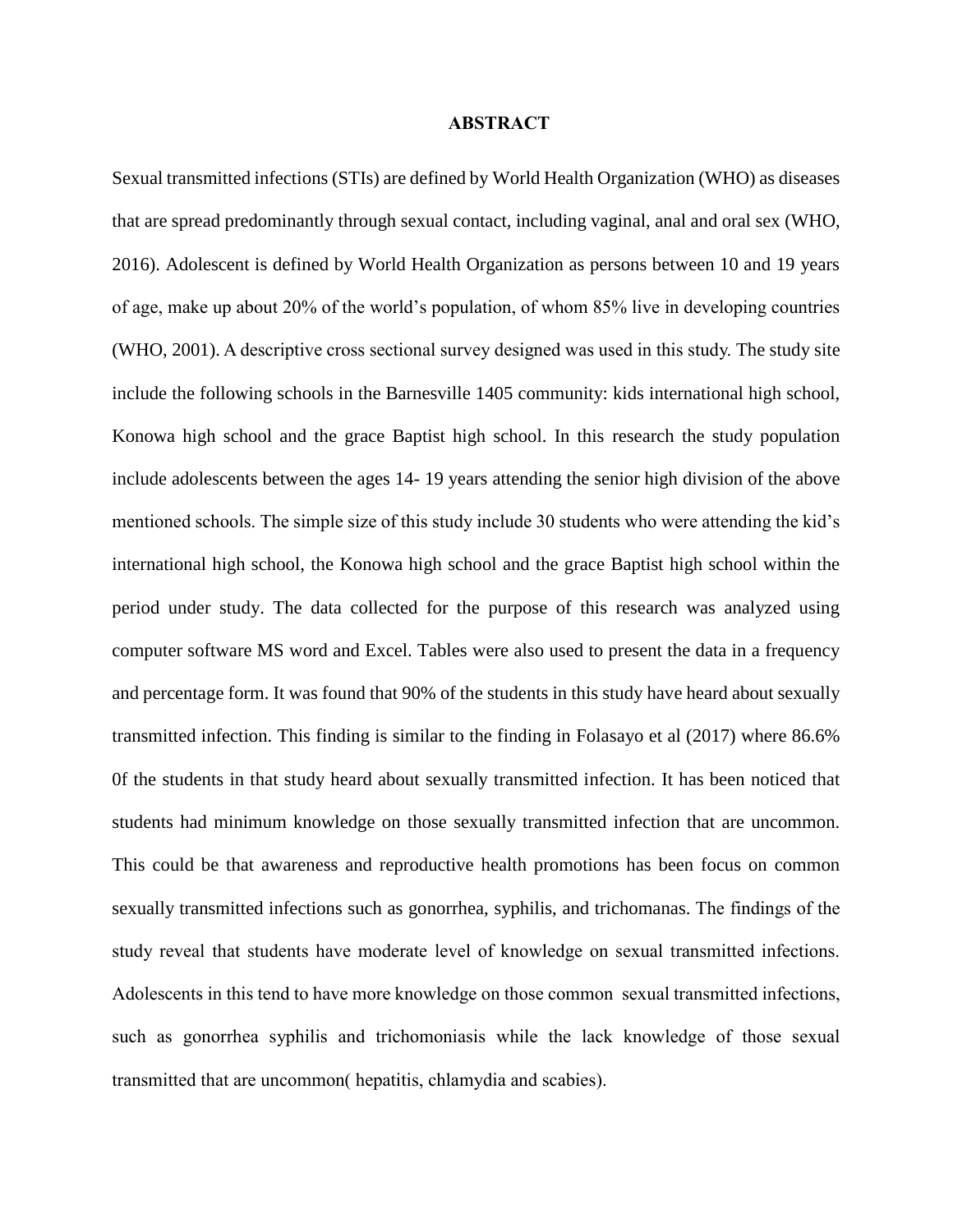# ABSTRACT

Sexual transmitted infections (STIs) are defined by World Health Organization (WHO) as diseases that are spread predominantly through sexual contact, including vaginal, anal and oral sex (WHO, 2016). Adolescent is defined by World Health Organization as persons between 10 and 19 years of age, make up about 20% of the world's population, of whom 85% live in developing countries (WHO, 2001). A descriptive cross sectional survey designed was used in this study. The study site include the following schools in the Barnesville 1405 community: kids international high school, Konowa high school and the grace Baptist high school. In this research the study population include adolescents between the ages 14- 19 years attending the senior high division of the above mentioned schools. The simple size of this study include 30 students who were attending the kid's international high school, the Konowa high school and the grace Baptist high school within the period under study. The data collected for the purpose of this research was analyzed using computer software MS word and Excel. Tables were also used to present the data in a frequency and percentage form. It was found that 90% of the students in this study have heard about sexually transmitted infection. This finding is similar to the finding in Folasayo et al (2017) where 86.6% 0f the students in that study heard about sexually transmitted infection. It has been noticed that students had minimum knowledge on those sexually transmitted infection that are uncommon. This could be that awareness and reproductive health promotions has been focus on common sexually transmitted infections such as gonorrhea, syphilis, and trichomanas. The findings of the study reveal that students have moderate level of knowledge on sexual transmitted infections. Adolescents in this tend to have more knowledge on those common sexual transmitted infections, such as gonorrhea syphilis and trichomoniasis while the lack knowledge of those sexual transmitted that are uncommon( hepatitis, chlamydia and scabies).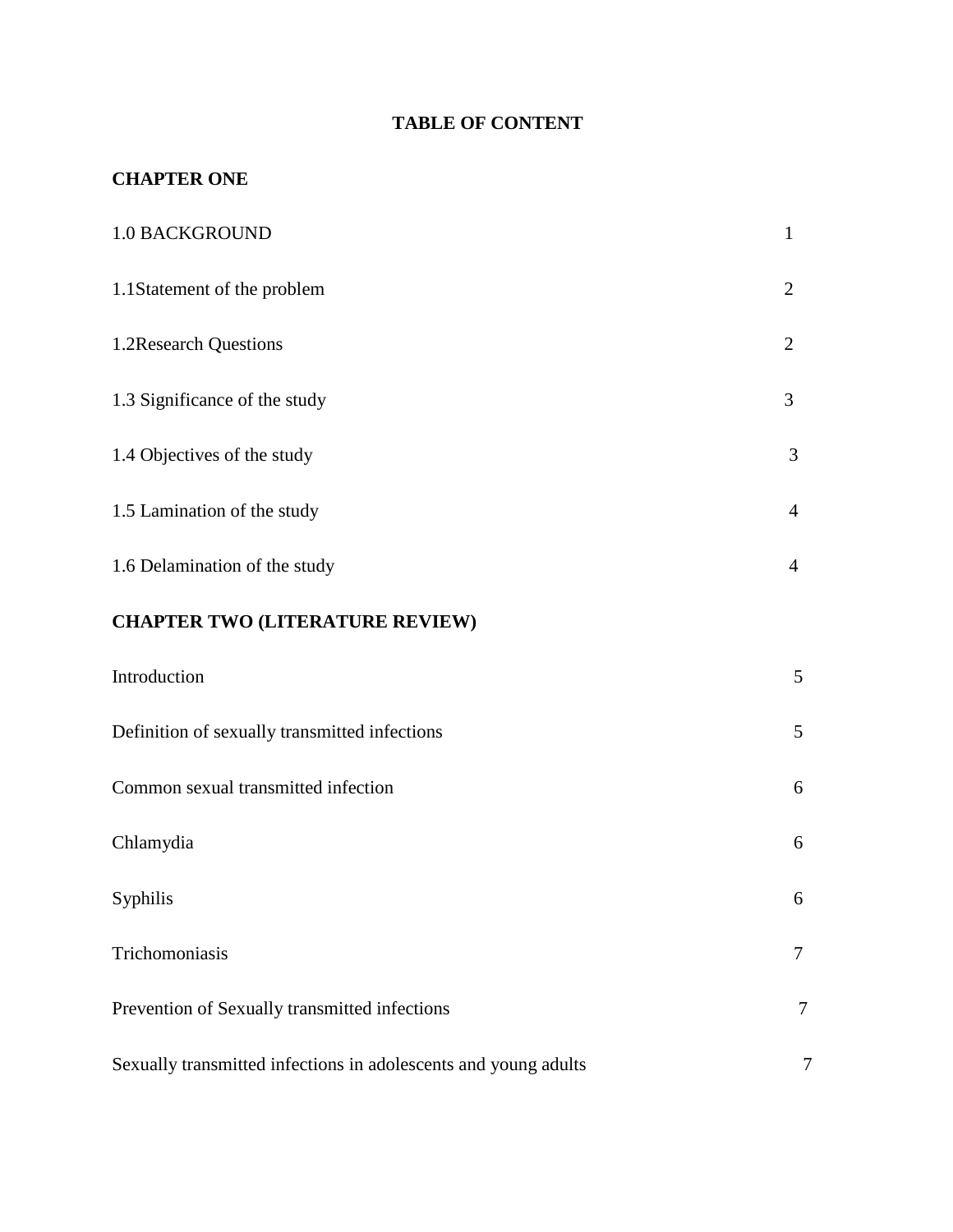# TABLE OF CONTENT

## CHAPTER ONE

| | |
|---|---|
| 1.0 BACKGROUND | 1 |
| 1.1Statement of the problem | 2 |
| 1.2Research Questions | 2 |
| 1.3 Significance of the study | 3 |
| 1.4 Objectives of the study | 3 |
| 1.5 Lamination of the study | 4 |
| 1.6 Delamination of the study | 4 |

## CHAPTER TWO (LITERATURE REVIEW)

| | |
|---|---|
| Introduction | 5 |
| Definition of sexually transmitted infections | 5 |
| Common sexual transmitted infection | 6 |
| Chlamydia | 6 |
| Syphilis | 6 |
| Trichomoniasis | 7 |
| Prevention of Sexually transmitted infections | 7 |
| Sexually transmitted infections in adolescents and young adults | 7 |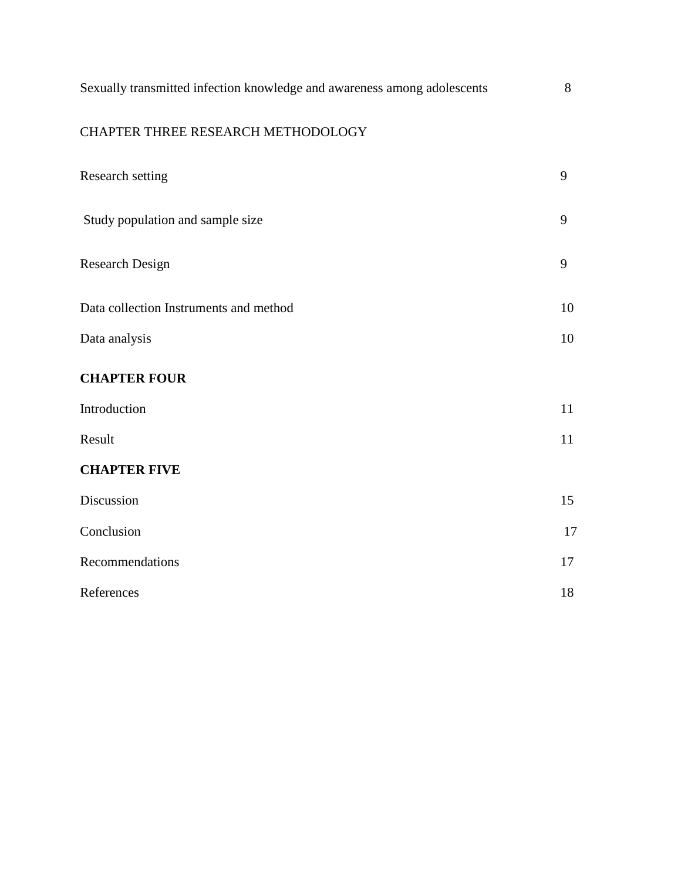Sexually transmitted infection knowledge and awareness among adolescents 8

CHAPTER THREE RESEARCH METHODOLOGY

Research setting 9

Study population and sample size 9

Research Design 9

Data collection Instruments and method 10

Data analysis 10

**CHAPTER FOUR**

Introduction 11

Result 11

**CHAPTER FIVE**

Discussion 15

Conclusion 17

Recommendations 17

References 18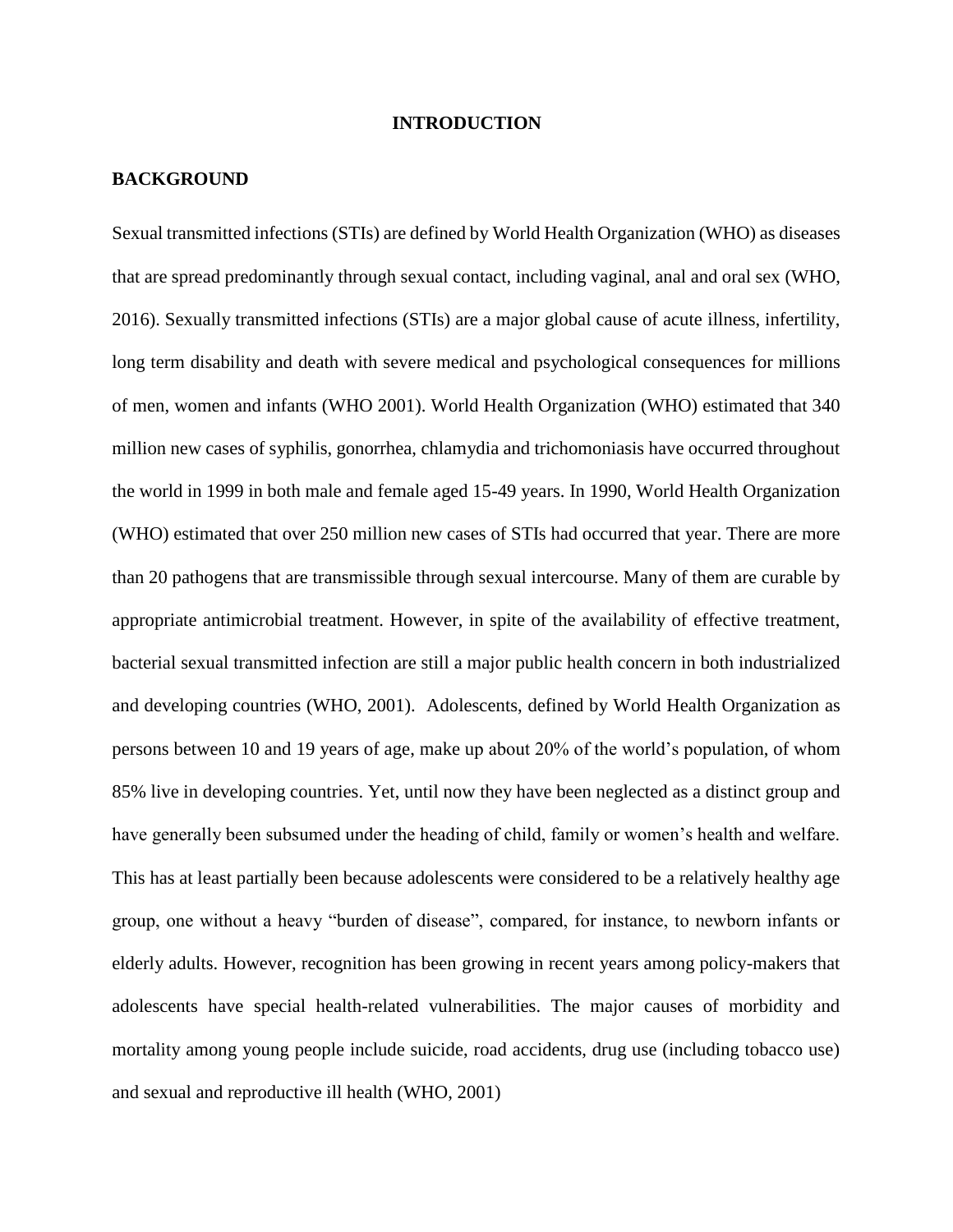# INTRODUCTION

## BACKGROUND

Sexual transmitted infections (STIs) are defined by World Health Organization (WHO) as diseases that are spread predominantly through sexual contact, including vaginal, anal and oral sex (WHO, 2016). Sexually transmitted infections (STIs) are a major global cause of acute illness, infertility, long term disability and death with severe medical and psychological consequences for millions of men, women and infants (WHO 2001). World Health Organization (WHO) estimated that 340 million new cases of syphilis, gonorrhea, chlamydia and trichomoniasis have occurred throughout the world in 1999 in both male and female aged 15-49 years. In 1990, World Health Organization (WHO) estimated that over 250 million new cases of STIs had occurred that year. There are more than 20 pathogens that are transmissible through sexual intercourse. Many of them are curable by appropriate antimicrobial treatment. However, in spite of the availability of effective treatment, bacterial sexual transmitted infection are still a major public health concern in both industrialized and developing countries (WHO, 2001). Adolescents, defined by World Health Organization as persons between 10 and 19 years of age, make up about 20% of the world's population, of whom 85% live in developing countries. Yet, until now they have been neglected as a distinct group and have generally been subsumed under the heading of child, family or women's health and welfare. This has at least partially been because adolescents were considered to be a relatively healthy age group, one without a heavy "burden of disease", compared, for instance, to newborn infants or elderly adults. However, recognition has been growing in recent years among policy-makers that adolescents have special health-related vulnerabilities. The major causes of morbidity and mortality among young people include suicide, road accidents, drug use (including tobacco use) and sexual and reproductive ill health (WHO, 2001)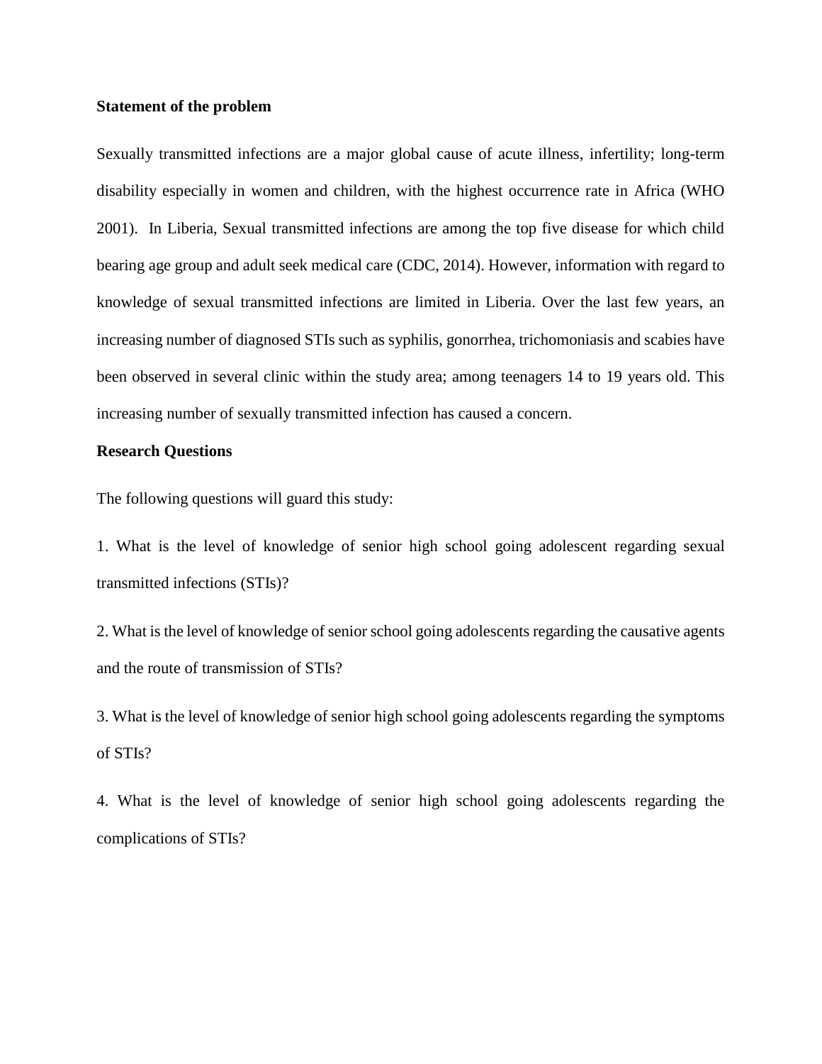**Statement of the problem**

Sexually transmitted infections are a major global cause of acute illness, infertility; long-term disability especially in women and children, with the highest occurrence rate in Africa (WHO 2001). In Liberia, Sexual transmitted infections are among the top five disease for which child bearing age group and adult seek medical care (CDC, 2014). However, information with regard to knowledge of sexual transmitted infections are limited in Liberia. Over the last few years, an increasing number of diagnosed STIs such as syphilis, gonorrhea, trichomoniasis and scabies have been observed in several clinic within the study area; among teenagers 14 to 19 years old. This increasing number of sexually transmitted infection has caused a concern.

**Research Questions**

The following questions will guard this study:

1. What is the level of knowledge of senior high school going adolescent regarding sexual transmitted infections (STIs)?

2. What is the level of knowledge of senior school going adolescents regarding the causative agents and the route of transmission of STIs?

3. What is the level of knowledge of senior high school going adolescents regarding the symptoms of STIs?

4. What is the level of knowledge of senior high school going adolescents regarding the complications of STIs?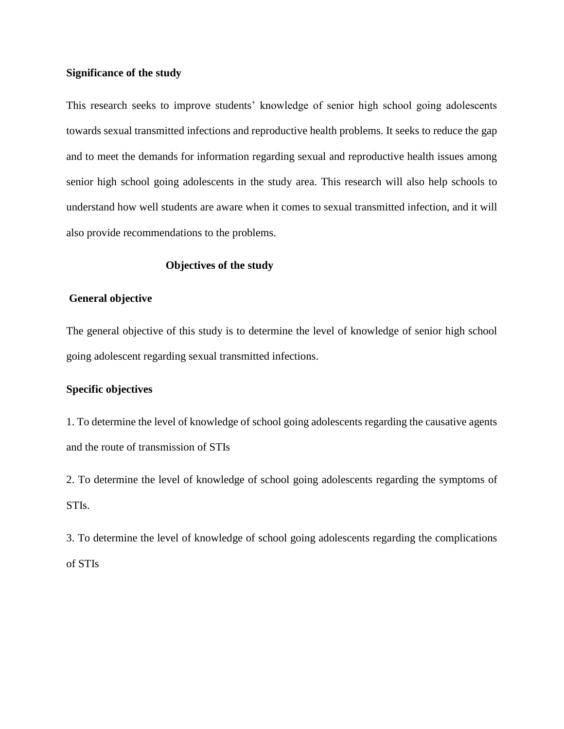**Significance of the study**

This research seeks to improve students' knowledge of senior high school going adolescents towards sexual transmitted infections and reproductive health problems. It seeks to reduce the gap and to meet the demands for information regarding sexual and reproductive health issues among senior high school going adolescents in the study area. This research will also help schools to understand how well students are aware when it comes to sexual transmitted infection, and it will also provide recommendations to the problems.

**Objectives of the study**

**General objective**

The general objective of this study is to determine the level of knowledge of senior high school going adolescent regarding sexual transmitted infections.

**Specific objectives**

1. To determine the level of knowledge of school going adolescents regarding the causative agents and the route of transmission of STIs

2. To determine the level of knowledge of school going adolescents regarding the symptoms of STIs.

3. To determine the level of knowledge of school going adolescents regarding the complications of STIs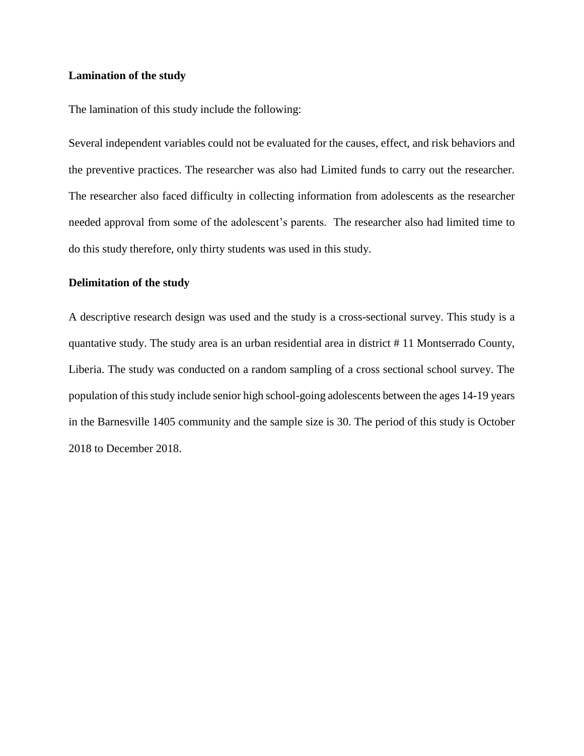**Lamination of the study**

The lamination of this study include the following:

Several independent variables could not be evaluated for the causes, effect, and risk behaviors and the preventive practices. The researcher was also had Limited funds to carry out the researcher. The researcher also faced difficulty in collecting information from adolescents as the researcher needed approval from some of the adolescent's parents. The researcher also had limited time to do this study therefore, only thirty students was used in this study.

**Delimitation of the study**

A descriptive research design was used and the study is a cross-sectional survey. This study is a quantative study. The study area is an urban residential area in district # 11 Montserrado County, Liberia. The study was conducted on a random sampling of a cross sectional school survey. The population of this study include senior high school-going adolescents between the ages 14-19 years in the Barnesville 1405 community and the sample size is 30. The period of this study is October 2018 to December 2018.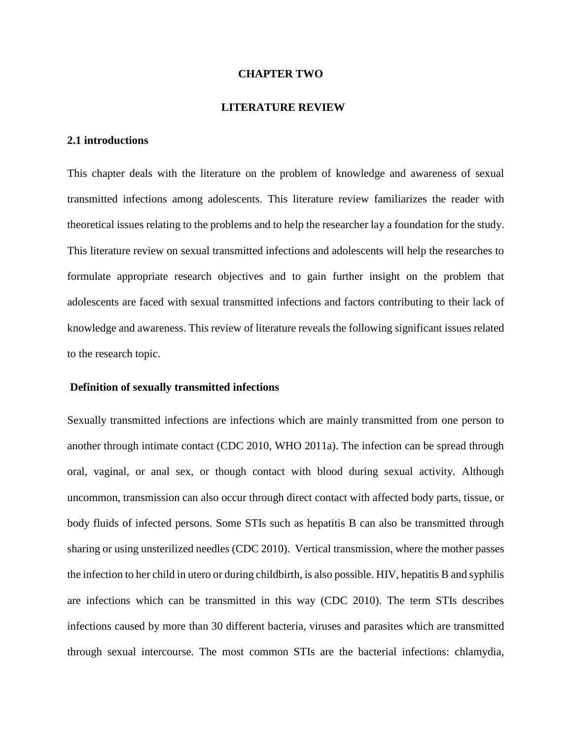# CHAPTER TWO

# LITERATURE REVIEW

## 2.1 introductions

This chapter deals with the literature on the problem of knowledge and awareness of sexual transmitted infections among adolescents. This literature review familiarizes the reader with theoretical issues relating to the problems and to help the researcher lay a foundation for the study. This literature review on sexual transmitted infections and adolescents will help the researches to formulate appropriate research objectives and to gain further insight on the problem that adolescents are faced with sexual transmitted infections and factors contributing to their lack of knowledge and awareness. This review of literature reveals the following significant issues related to the research topic.

### Definition of sexually transmitted infections

Sexually transmitted infections are infections which are mainly transmitted from one person to another through intimate contact (CDC 2010, WHO 2011a). The infection can be spread through oral, vaginal, or anal sex, or though contact with blood during sexual activity. Although uncommon, transmission can also occur through direct contact with affected body parts, tissue, or body fluids of infected persons. Some STIs such as hepatitis B can also be transmitted through sharing or using unsterilized needles (CDC 2010). Vertical transmission, where the mother passes the infection to her child in utero or during childbirth, is also possible. HIV, hepatitis B and syphilis are infections which can be transmitted in this way (CDC 2010). The term STIs describes infections caused by more than 30 different bacteria, viruses and parasites which are transmitted through sexual intercourse. The most common STIs are the bacterial infections: chlamydia,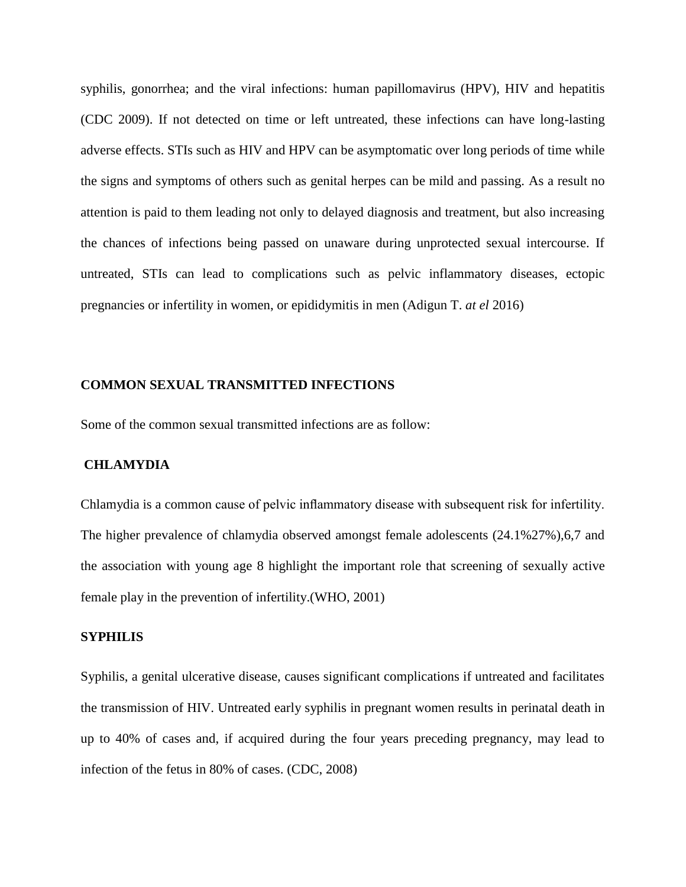syphilis, gonorrhea; and the viral infections: human papillomavirus (HPV), HIV and hepatitis (CDC 2009). If not detected on time or left untreated, these infections can have long-lasting adverse effects. STIs such as HIV and HPV can be asymptomatic over long periods of time while the signs and symptoms of others such as genital herpes can be mild and passing. As a result no attention is paid to them leading not only to delayed diagnosis and treatment, but also increasing the chances of infections being passed on unaware during unprotected sexual intercourse. If untreated, STIs can lead to complications such as pelvic inflammatory diseases, ectopic pregnancies or infertility in women, or epididymitis in men (Adigun T. *at el* 2016)

## COMMON SEXUAL TRANSMITTED INFECTIONS

Some of the common sexual transmitted infections are as follow:

### CHLAMYDIA

Chlamydia is a common cause of pelvic inflammatory disease with subsequent risk for infertility. The higher prevalence of chlamydia observed amongst female adolescents (24.1%27%),6,7 and the association with young age 8 highlight the important role that screening of sexually active female play in the prevention of infertility.(WHO, 2001)

### SYPHILIS

Syphilis, a genital ulcerative disease, causes significant complications if untreated and facilitates the transmission of HIV. Untreated early syphilis in pregnant women results in perinatal death in up to 40% of cases and, if acquired during the four years preceding pregnancy, may lead to infection of the fetus in 80% of cases. (CDC, 2008)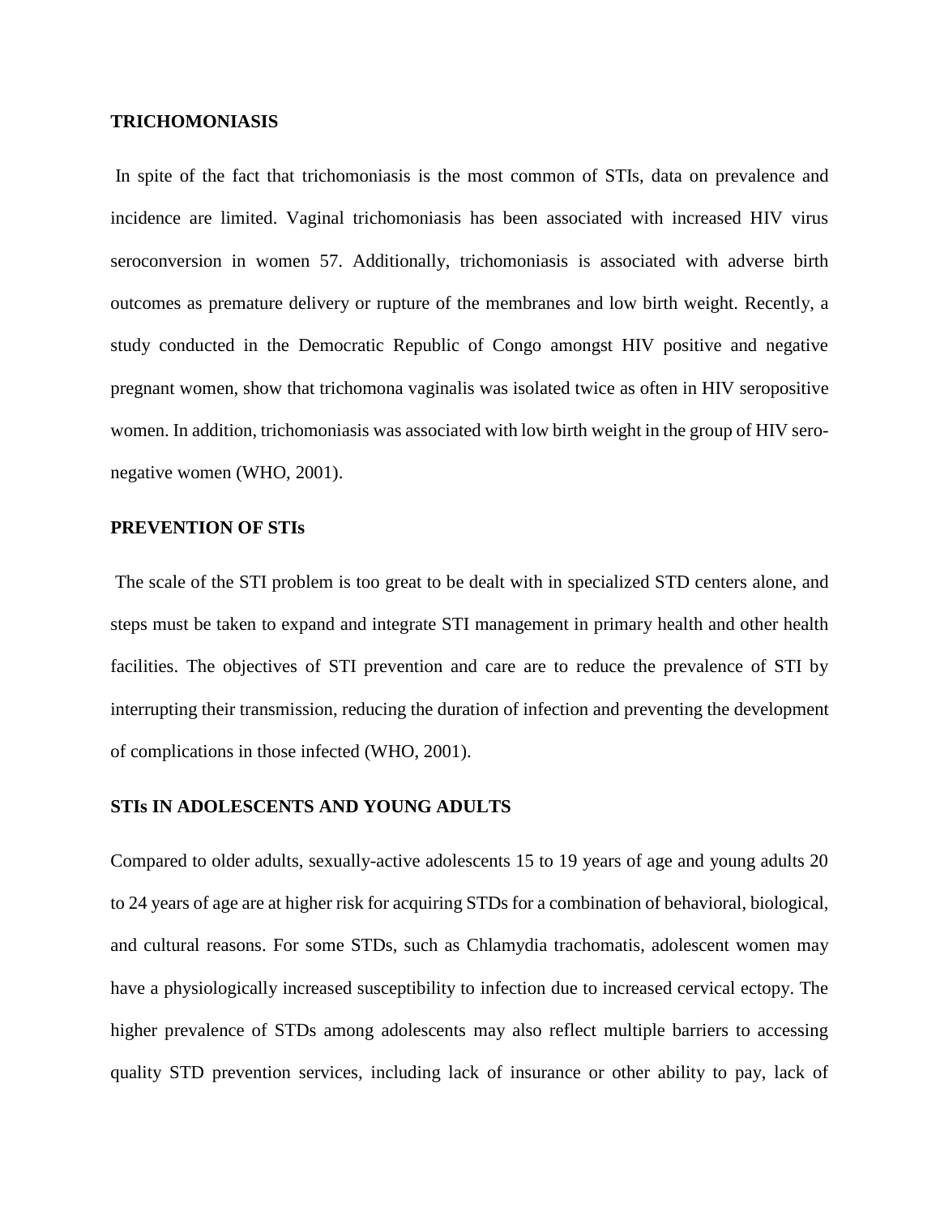**TRICHOMONIASIS**

In spite of the fact that trichomoniasis is the most common of STIs, data on prevalence and incidence are limited. Vaginal trichomoniasis has been associated with increased HIV virus seroconversion in women 57. Additionally, trichomoniasis is associated with adverse birth outcomes as premature delivery or rupture of the membranes and low birth weight. Recently, a study conducted in the Democratic Republic of Congo amongst HIV positive and negative pregnant women, show that trichomona vaginalis was isolated twice as often in HIV seropositive women. In addition, trichomoniasis was associated with low birth weight in the group of HIV sero-negative women (WHO, 2001).

**PREVENTION OF STIs**

The scale of the STI problem is too great to be dealt with in specialized STD centers alone, and steps must be taken to expand and integrate STI management in primary health and other health facilities. The objectives of STI prevention and care are to reduce the prevalence of STI by interrupting their transmission, reducing the duration of infection and preventing the development of complications in those infected (WHO, 2001).

**STIs IN ADOLESCENTS AND YOUNG ADULTS**

Compared to older adults, sexually-active adolescents 15 to 19 years of age and young adults 20 to 24 years of age are at higher risk for acquiring STDs for a combination of behavioral, biological, and cultural reasons. For some STDs, such as Chlamydia trachomatis, adolescent women may have a physiologically increased susceptibility to infection due to increased cervical ectopy. The higher prevalence of STDs among adolescents may also reflect multiple barriers to accessing quality STD prevention services, including lack of insurance or other ability to pay, lack of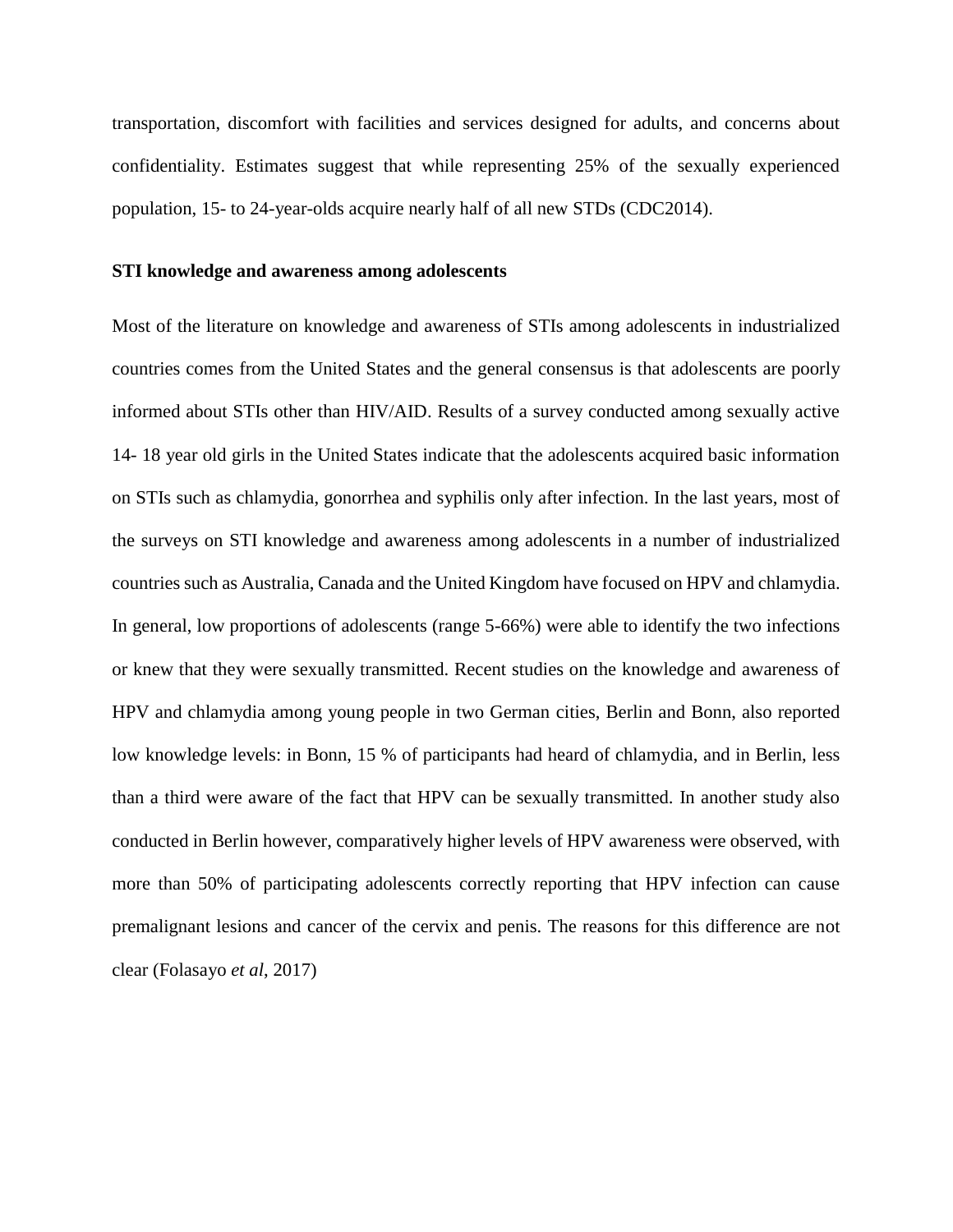transportation, discomfort with facilities and services designed for adults, and concerns about confidentiality. Estimates suggest that while representing 25% of the sexually experienced population, 15- to 24-year-olds acquire nearly half of all new STDs (CDC2014).

**STI knowledge and awareness among adolescents**

Most of the literature on knowledge and awareness of STIs among adolescents in industrialized countries comes from the United States and the general consensus is that adolescents are poorly informed about STIs other than HIV/AID. Results of a survey conducted among sexually active 14- 18 year old girls in the United States indicate that the adolescents acquired basic information on STIs such as chlamydia, gonorrhea and syphilis only after infection. In the last years, most of the surveys on STI knowledge and awareness among adolescents in a number of industrialized countries such as Australia, Canada and the United Kingdom have focused on HPV and chlamydia. In general, low proportions of adolescents (range 5-66%) were able to identify the two infections or knew that they were sexually transmitted. Recent studies on the knowledge and awareness of HPV and chlamydia among young people in two German cities, Berlin and Bonn, also reported low knowledge levels: in Bonn, 15 % of participants had heard of chlamydia, and in Berlin, less than a third were aware of the fact that HPV can be sexually transmitted. In another study also conducted in Berlin however, comparatively higher levels of HPV awareness were observed, with more than 50% of participating adolescents correctly reporting that HPV infection can cause premalignant lesions and cancer of the cervix and penis. The reasons for this difference are not clear (Folasayo *et al*, 2017)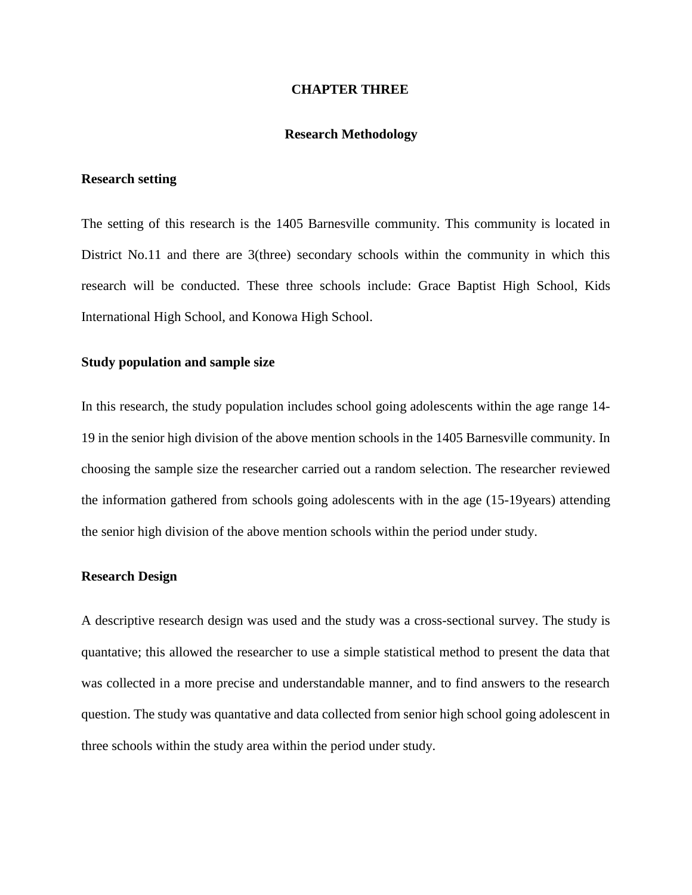# CHAPTER THREE

## Research Methodology

**Research setting**

The setting of this research is the 1405 Barnesville community. This community is located in District No.11 and there are 3(three) secondary schools within the community in which this research will be conducted. These three schools include: Grace Baptist High School, Kids International High School, and Konowa High School.

**Study population and sample size**

In this research, the study population includes school going adolescents within the age range 14-19 in the senior high division of the above mention schools in the 1405 Barnesville community. In choosing the sample size the researcher carried out a random selection. The researcher reviewed the information gathered from schools going adolescents with in the age (15-19years) attending the senior high division of the above mention schools within the period under study.

**Research Design**

A descriptive research design was used and the study was a cross-sectional survey. The study is quantative; this allowed the researcher to use a simple statistical method to present the data that was collected in a more precise and understandable manner, and to find answers to the research question. The study was quantative and data collected from senior high school going adolescent in three schools within the study area within the period under study.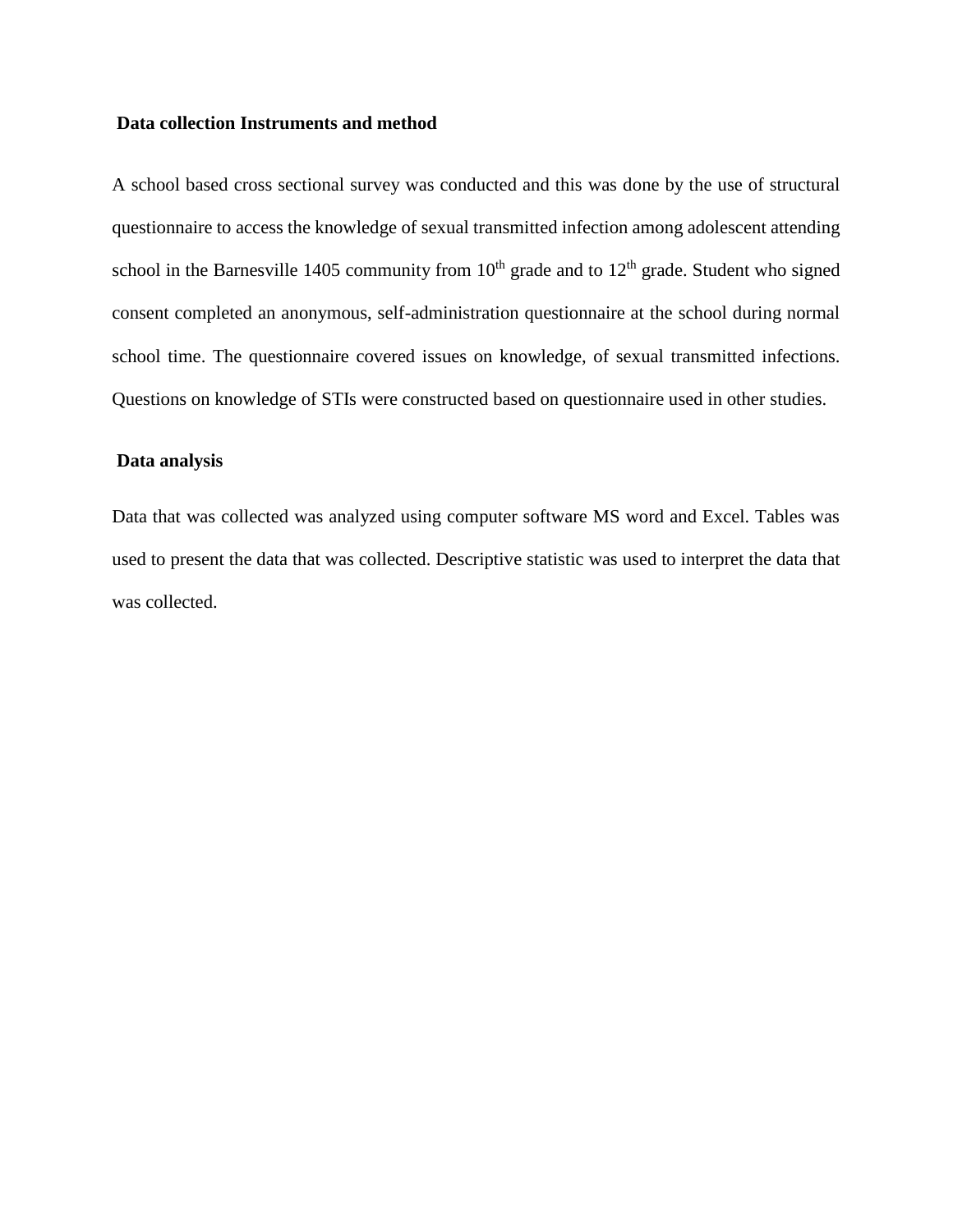**Data collection Instruments and method**

A school based cross sectional survey was conducted and this was done by the use of structural questionnaire to access the knowledge of sexual transmitted infection among adolescent attending school in the Barnesville 1405 community from 10th grade and to 12th grade. Student who signed consent completed an anonymous, self-administration questionnaire at the school during normal school time. The questionnaire covered issues on knowledge, of sexual transmitted infections. Questions on knowledge of STIs were constructed based on questionnaire used in other studies.

**Data analysis**

Data that was collected was analyzed using computer software MS word and Excel. Tables was used to present the data that was collected. Descriptive statistic was used to interpret the data that was collected.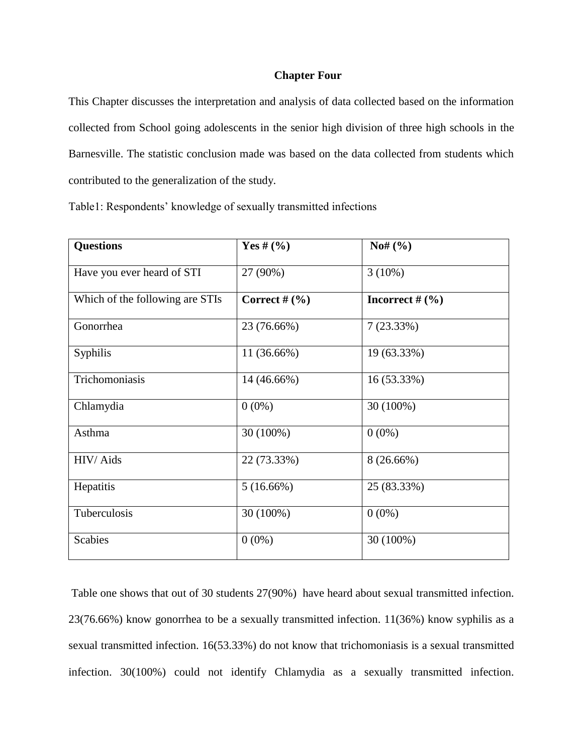## Chapter Four

This Chapter discusses the interpretation and analysis of data collected based on the information collected from School going adolescents in the senior high division of three high schools in the Barnesville. The statistic conclusion made was based on the data collected from students which contributed to the generalization of the study.

Table1: Respondents' knowledge of sexually transmitted infections

| **Questions** | **Yes # (%)** | **No# (%)** |
|---|---|---|
| Have you ever heard of STI | 27 (90%) | 3 (10%) |
| Which of the following are STIs | **Correct # (%)** | **Incorrect # (%)** |
| Gonorrhea | 23 (76.66%) | 7 (23.33%) |
| Syphilis | 11 (36.66%) | 19 (63.33%) |
| Trichomoniasis | 14 (46.66%) | 16 (53.33%) |
| Chlamydia | 0 (0%) | 30 (100%) |
| Asthma | 30 (100%) | 0 (0%) |
| HIV/ Aids | 22 (73.33%) | 8 (26.66%) |
| Hepatitis | 5 (16.66%) | 25 (83.33%) |
| Tuberculosis | 30 (100%) | 0 (0%) |
| Scabies | 0 (0%) | 30 (100%) |

Table one shows that out of 30 students 27(90%) have heard about sexual transmitted infection. 23(76.66%) know gonorrhea to be a sexually transmitted infection. 11(36%) know syphilis as a sexual transmitted infection. 16(53.33%) do not know that trichomoniasis is a sexual transmitted infection. 30(100%) could not identify Chlamydia as a sexually transmitted infection.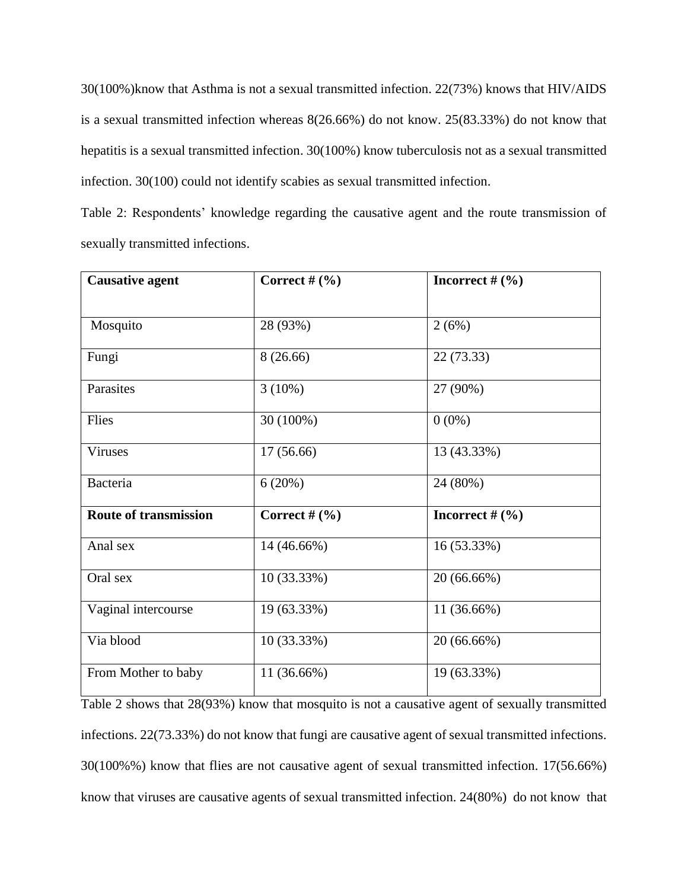30(100%)know that Asthma is not a sexual transmitted infection. 22(73%) knows that HIV/AIDS is a sexual transmitted infection whereas 8(26.66%) do not know. 25(83.33%) do not know that hepatitis is a sexual transmitted infection. 30(100%) know tuberculosis not as a sexual transmitted infection. 30(100) could not identify scabies as sexual transmitted infection.

Table 2: Respondents' knowledge regarding the causative agent and the route transmission of sexually transmitted infections.

| **Causative agent** | **Correct # (%)** | **Incorrect # (%)** |
|---|---|---|
| Mosquito | 28 (93%) | 2 (6%) |
| Fungi | 8 (26.66) | 22 (73.33) |
| Parasites | 3 (10%) | 27 (90%) |
| Flies | 30 (100%) | 0 (0%) |
| Viruses | 17 (56.66) | 13 (43.33%) |
| Bacteria | 6 (20%) | 24 (80%) |
| **Route of transmission** | **Correct # (%)** | **Incorrect # (%)** |
| Anal sex | 14 (46.66%) | 16 (53.33%) |
| Oral sex | 10 (33.33%) | 20 (66.66%) |
| Vaginal intercourse | 19 (63.33%) | 11 (36.66%) |
| Via blood | 10 (33.33%) | 20 (66.66%) |
| From Mother to baby | 11 (36.66%) | 19 (63.33%) |

Table 2 shows that 28(93%) know that mosquito is not a causative agent of sexually transmitted infections. 22(73.33%) do not know that fungi are causative agent of sexual transmitted infections. 30(100%%) know that flies are not causative agent of sexual transmitted infection. 17(56.66%) know that viruses are causative agents of sexual transmitted infection. 24(80%) do not know that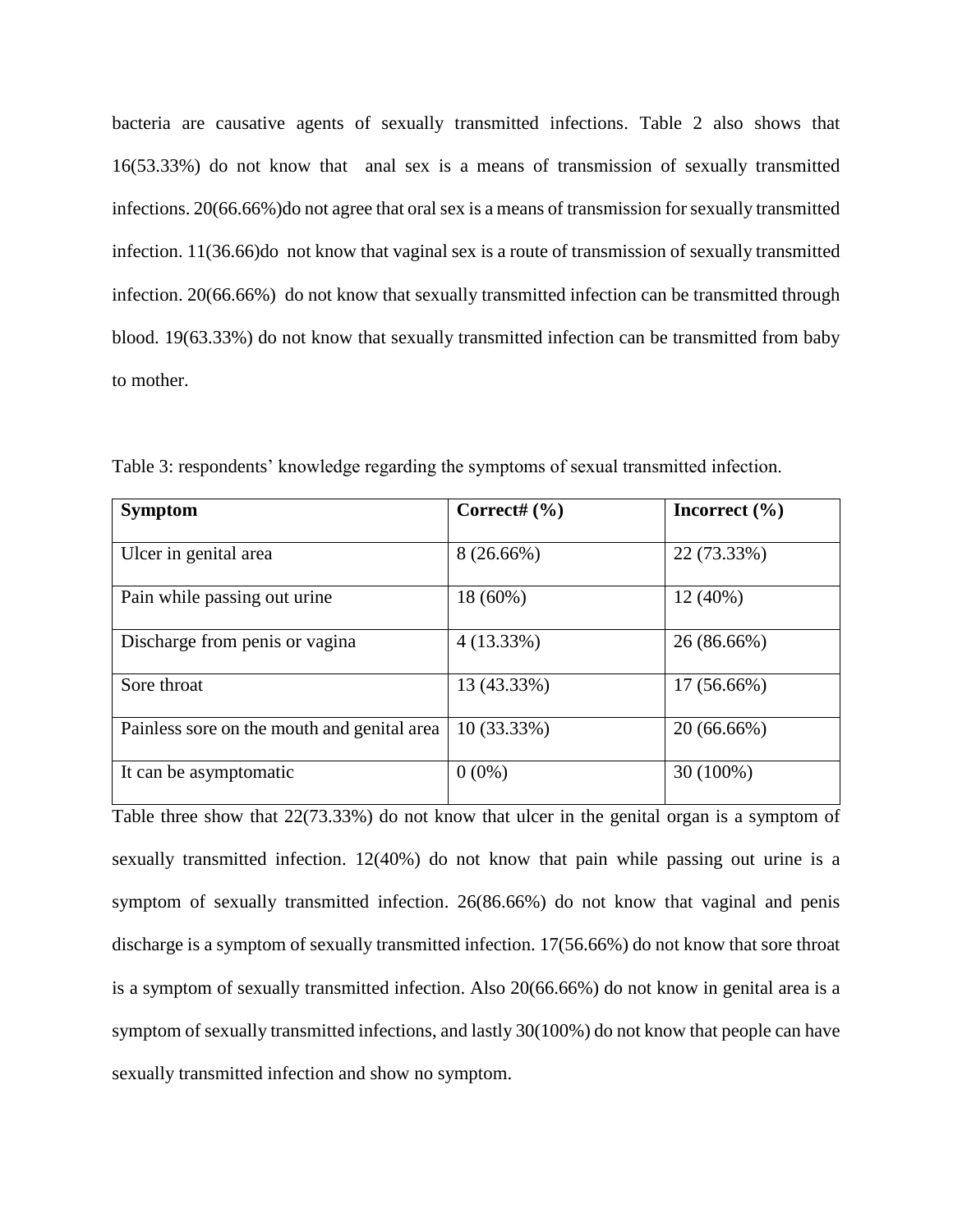bacteria are causative agents of sexually transmitted infections. Table 2 also shows that 16(53.33%) do not know that anal sex is a means of transmission of sexually transmitted infections. 20(66.66%)do not agree that oral sex is a means of transmission for sexually transmitted infection. 11(36.66)do not know that vaginal sex is a route of transmission of sexually transmitted infection. 20(66.66%) do not know that sexually transmitted infection can be transmitted through blood. 19(63.33%) do not know that sexually transmitted infection can be transmitted from baby to mother.

Table 3: respondents' knowledge regarding the symptoms of sexual transmitted infection.

| **Symptom** | **Correct# (%)** | **Incorrect (%)** |
|---|---|---|
| Ulcer in genital area | 8 (26.66%) | 22 (73.33%) |
| Pain while passing out urine | 18 (60%) | 12 (40%) |
| Discharge from penis or vagina | 4 (13.33%) | 26 (86.66%) |
| Sore throat | 13 (43.33%) | 17 (56.66%) |
| Painless sore on the mouth and genital area | 10 (33.33%) | 20 (66.66%) |
| It can be asymptomatic | 0 (0%) | 30 (100%) |

Table three show that 22(73.33%) do not know that ulcer in the genital organ is a symptom of sexually transmitted infection. 12(40%) do not know that pain while passing out urine is a symptom of sexually transmitted infection. 26(86.66%) do not know that vaginal and penis discharge is a symptom of sexually transmitted infection. 17(56.66%) do not know that sore throat is a symptom of sexually transmitted infection. Also 20(66.66%) do not know in genital area is a symptom of sexually transmitted infections, and lastly 30(100%) do not know that people can have sexually transmitted infection and show no symptom.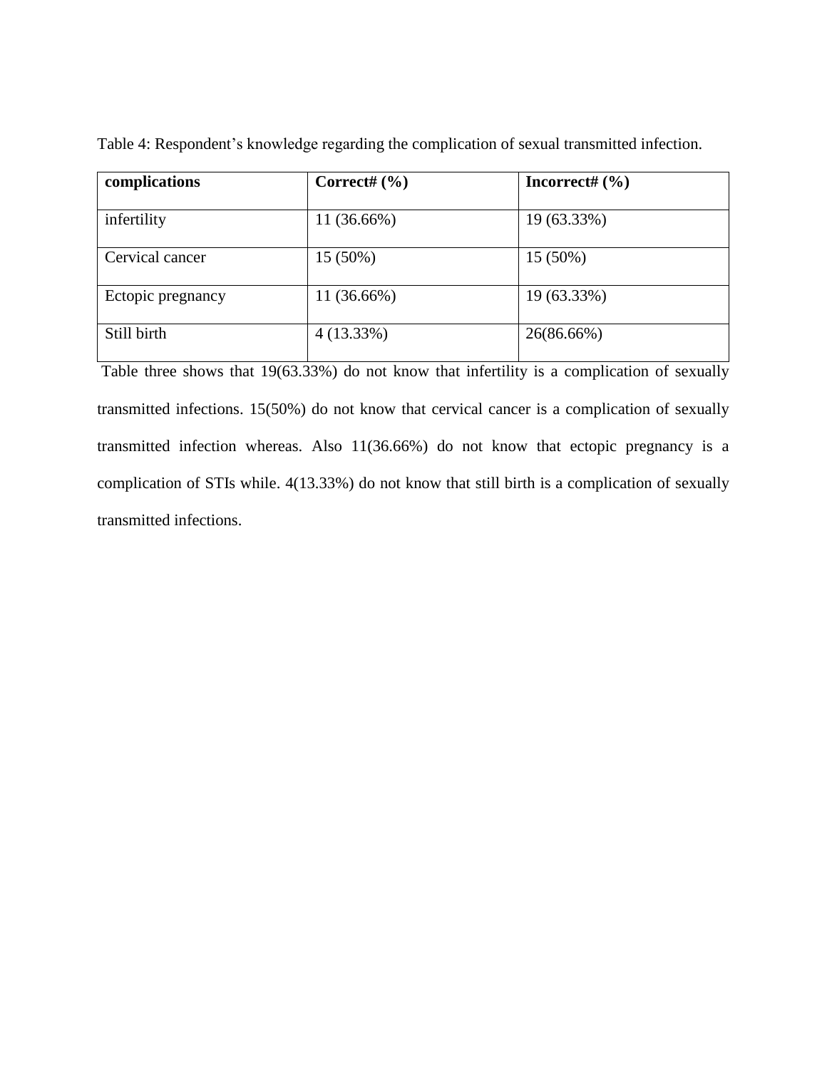Table 4: Respondent's knowledge regarding the complication of sexual transmitted infection.

| complications | Correct# (%) | Incorrect# (%) |
|---|---|---|
| infertility | 11 (36.66%) | 19 (63.33%) |
| Cervical cancer | 15 (50%) | 15 (50%) |
| Ectopic pregnancy | 11 (36.66%) | 19 (63.33%) |
| Still birth | 4 (13.33%) | 26(86.66%) |

Table three shows that 19(63.33%) do not know that infertility is a complication of sexually transmitted infections. 15(50%) do not know that cervical cancer is a complication of sexually transmitted infection whereas. Also 11(36.66%) do not know that ectopic pregnancy is a complication of STIs while. 4(13.33%) do not know that still birth is a complication of sexually transmitted infections.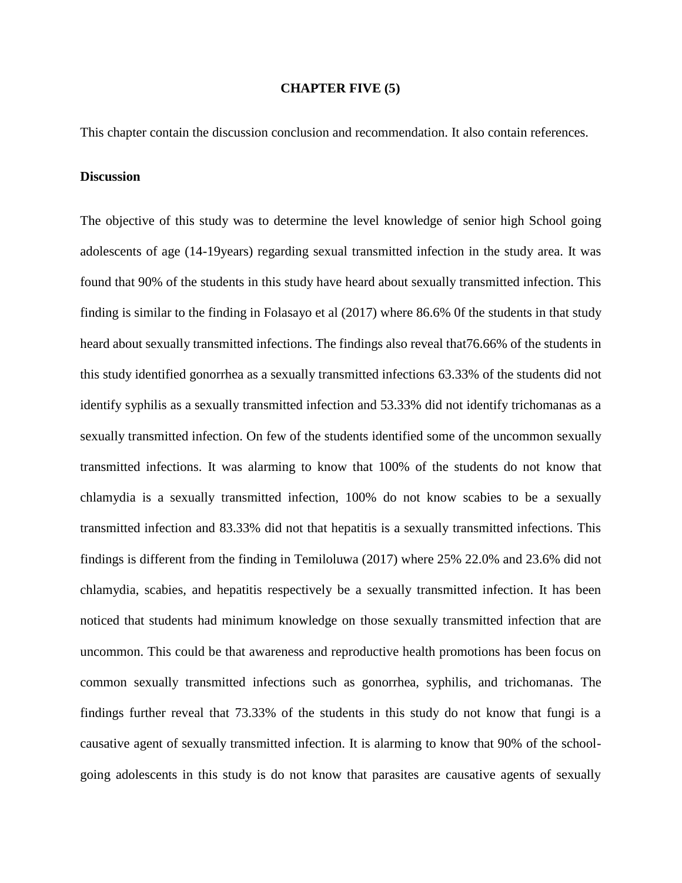# CHAPTER FIVE (5)

This chapter contain the discussion conclusion and recommendation. It also contain references.

**Discussion**

The objective of this study was to determine the level knowledge of senior high School going adolescents of age (14-19years) regarding sexual transmitted infection in the study area. It was found that 90% of the students in this study have heard about sexually transmitted infection. This finding is similar to the finding in Folasayo et al (2017) where 86.6% 0f the students in that study heard about sexually transmitted infections. The findings also reveal that76.66% of the students in this study identified gonorrhea as a sexually transmitted infections 63.33% of the students did not identify syphilis as a sexually transmitted infection and 53.33% did not identify trichomanas as a sexually transmitted infection. On few of the students identified some of the uncommon sexually transmitted infections. It was alarming to know that 100% of the students do not know that chlamydia is a sexually transmitted infection, 100% do not know scabies to be a sexually transmitted infection and 83.33% did not that hepatitis is a sexually transmitted infections. This findings is different from the finding in Temiloluwa (2017) where 25% 22.0% and 23.6% did not chlamydia, scabies, and hepatitis respectively be a sexually transmitted infection. It has been noticed that students had minimum knowledge on those sexually transmitted infection that are uncommon. This could be that awareness and reproductive health promotions has been focus on common sexually transmitted infections such as gonorrhea, syphilis, and trichomanas. The findings further reveal that 73.33% of the students in this study do not know that fungi is a causative agent of sexually transmitted infection. It is alarming to know that 90% of the school-going adolescents in this study is do not know that parasites are causative agents of sexually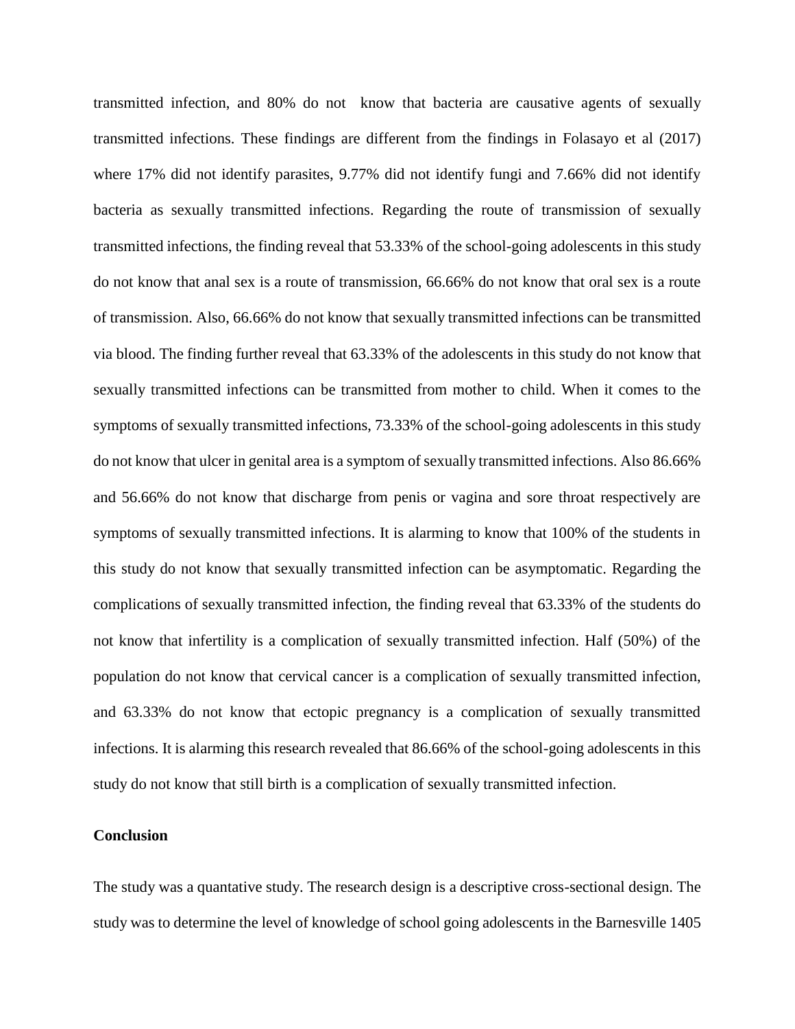transmitted infection, and 80% do not know that bacteria are causative agents of sexually transmitted infections. These findings are different from the findings in Folasayo et al (2017) where 17% did not identify parasites, 9.77% did not identify fungi and 7.66% did not identify bacteria as sexually transmitted infections. Regarding the route of transmission of sexually transmitted infections, the finding reveal that 53.33% of the school-going adolescents in this study do not know that anal sex is a route of transmission, 66.66% do not know that oral sex is a route of transmission. Also, 66.66% do not know that sexually transmitted infections can be transmitted via blood. The finding further reveal that 63.33% of the adolescents in this study do not know that sexually transmitted infections can be transmitted from mother to child. When it comes to the symptoms of sexually transmitted infections, 73.33% of the school-going adolescents in this study do not know that ulcer in genital area is a symptom of sexually transmitted infections. Also 86.66% and 56.66% do not know that discharge from penis or vagina and sore throat respectively are symptoms of sexually transmitted infections. It is alarming to know that 100% of the students in this study do not know that sexually transmitted infection can be asymptomatic. Regarding the complications of sexually transmitted infection, the finding reveal that 63.33% of the students do not know that infertility is a complication of sexually transmitted infection. Half (50%) of the population do not know that cervical cancer is a complication of sexually transmitted infection, and 63.33% do not know that ectopic pregnancy is a complication of sexually transmitted infections. It is alarming this research revealed that 86.66% of the school-going adolescents in this study do not know that still birth is a complication of sexually transmitted infection.

**Conclusion**

The study was a quantative study. The research design is a descriptive cross-sectional design. The study was to determine the level of knowledge of school going adolescents in the Barnesville 1405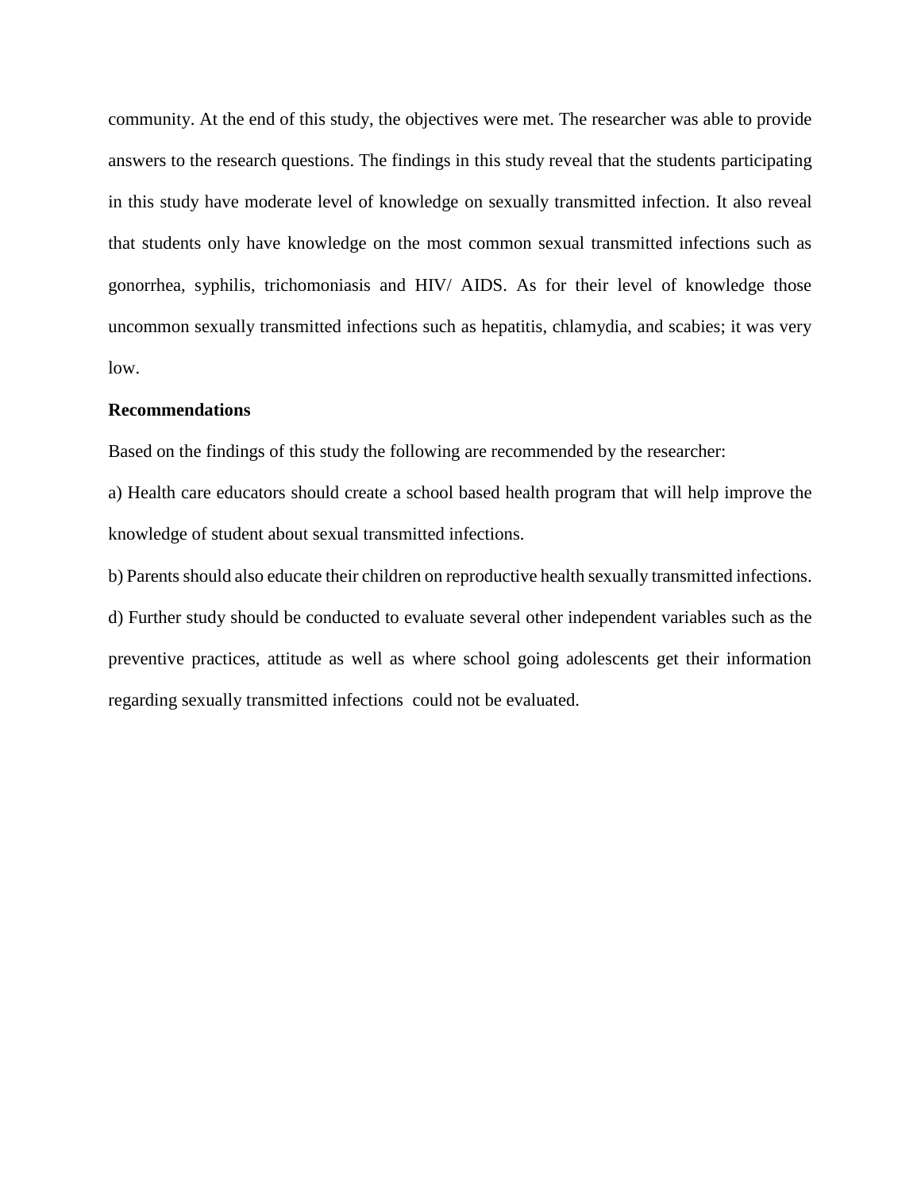community. At the end of this study, the objectives were met. The researcher was able to provide answers to the research questions. The findings in this study reveal that the students participating in this study have moderate level of knowledge on sexually transmitted infection. It also reveal that students only have knowledge on the most common sexual transmitted infections such as gonorrhea, syphilis, trichomoniasis and HIV/ AIDS. As for their level of knowledge those uncommon sexually transmitted infections such as hepatitis, chlamydia, and scabies; it was very low.

**Recommendations**

Based on the findings of this study the following are recommended by the researcher:

a) Health care educators should create a school based health program that will help improve the knowledge of student about sexual transmitted infections.

b) Parents should also educate their children on reproductive health sexually transmitted infections.

d) Further study should be conducted to evaluate several other independent variables such as the preventive practices, attitude as well as where school going adolescents get their information regarding sexually transmitted infections could not be evaluated.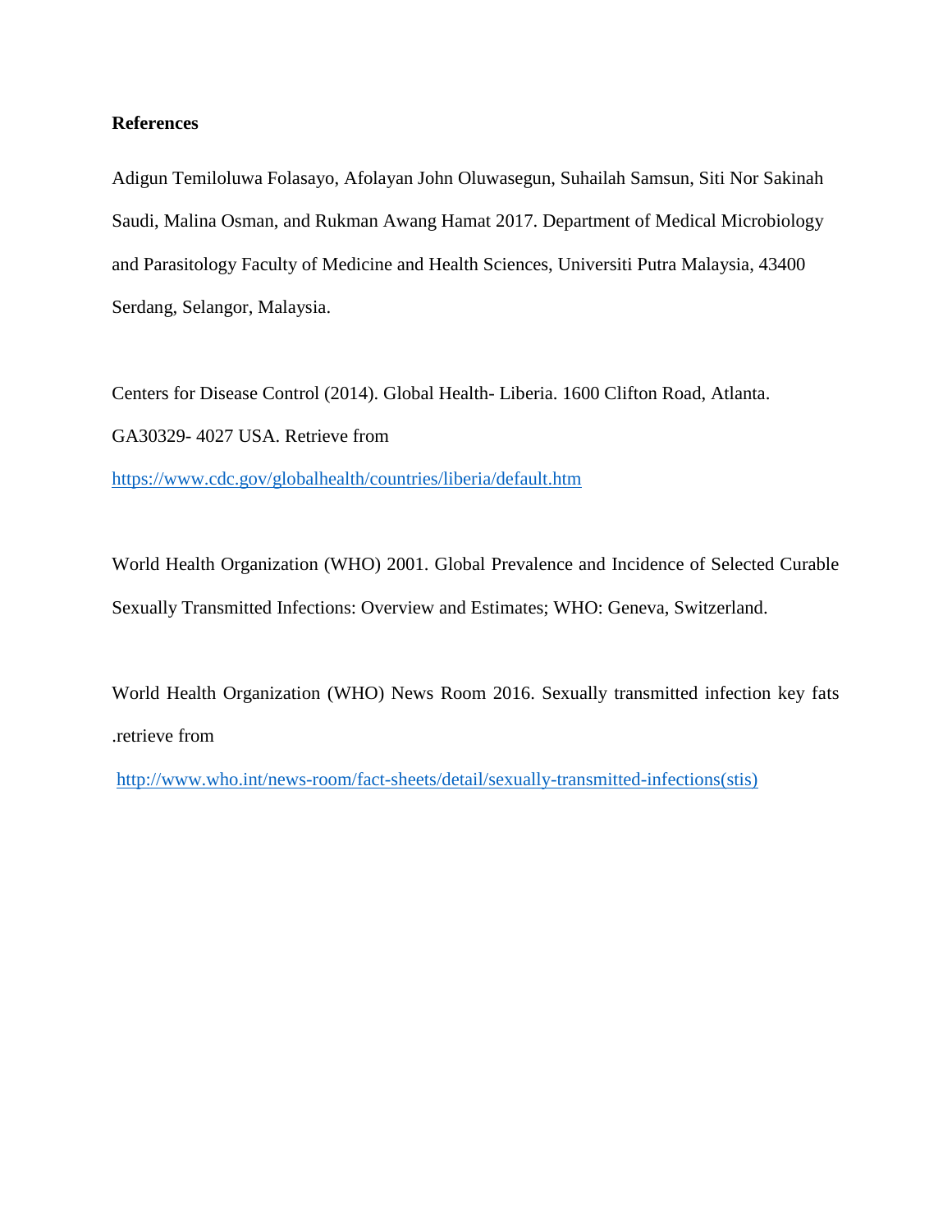**References**

Adigun Temiloluwa Folasayo, Afolayan John Oluwasegun, Suhailah Samsun, Siti Nor Sakinah Saudi, Malina Osman, and Rukman Awang Hamat 2017. Department of Medical Microbiology and Parasitology Faculty of Medicine and Health Sciences, Universiti Putra Malaysia, 43400 Serdang, Selangor, Malaysia.

Centers for Disease Control (2014). Global Health- Liberia. 1600 Clifton Road, Atlanta. GA30329- 4027 USA. Retrieve from https://www.cdc.gov/globalhealth/countries/liberia/default.htm

World Health Organization (WHO) 2001. Global Prevalence and Incidence of Selected Curable Sexually Transmitted Infections: Overview and Estimates; WHO: Geneva, Switzerland.

World Health Organization (WHO) News Room 2016. Sexually transmitted infection key fats .retrieve from http://www.who.int/news-room/fact-sheets/detail/sexually-transmitted-infections(stis)